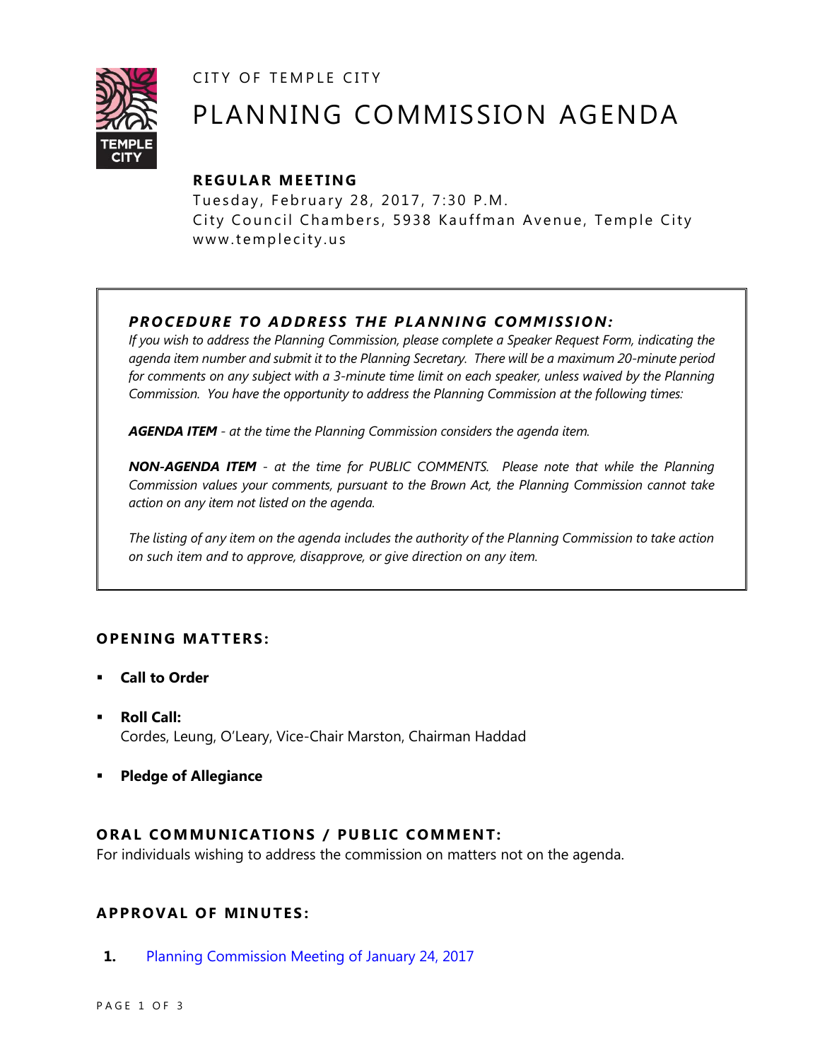CITY OF TEMPLE CITY

# PLANNING COMMISSION AGENDA

## REGULAR MEETING

Tuesday, February 28, 2017, 7:30 P.M.
City Council Chambers, 5938 Kauffman Avenue, Temple City
www.templecity.us

### *PROCEDURE TO ADDRESS THE PLANNING COMMISSION:*

*If you wish to address the Planning Commission, please complete a Speaker Request Form, indicating the agenda item number and submit it to the Planning Secretary. There will be a maximum 20-minute period for comments on any subject with a 3-minute time limit on each speaker, unless waived by the Planning Commission. You have the opportunity to address the Planning Commission at the following times:*

***AGENDA ITEM*** *- at the time the Planning Commission considers the agenda item.*

***NON-AGENDA ITEM*** *- at the time for PUBLIC COMMENTS. Please note that while the Planning Commission values your comments, pursuant to the Brown Act, the Planning Commission cannot take action on any item not listed on the agenda.*

*The listing of any item on the agenda includes the authority of the Planning Commission to take action on such item and to approve, disapprove, or give direction on any item.*

## OPENING MATTERS:

- **Call to Order**
- **Roll Call:**
  Cordes, Leung, O'Leary, Vice-Chair Marston, Chairman Haddad
- **Pledge of Allegiance**

## ORAL COMMUNICATIONS / PUBLIC COMMENT:

For individuals wishing to address the commission on matters not on the agenda.

## APPROVAL OF MINUTES:

**1.** Planning Commission Meeting of January 24, 2017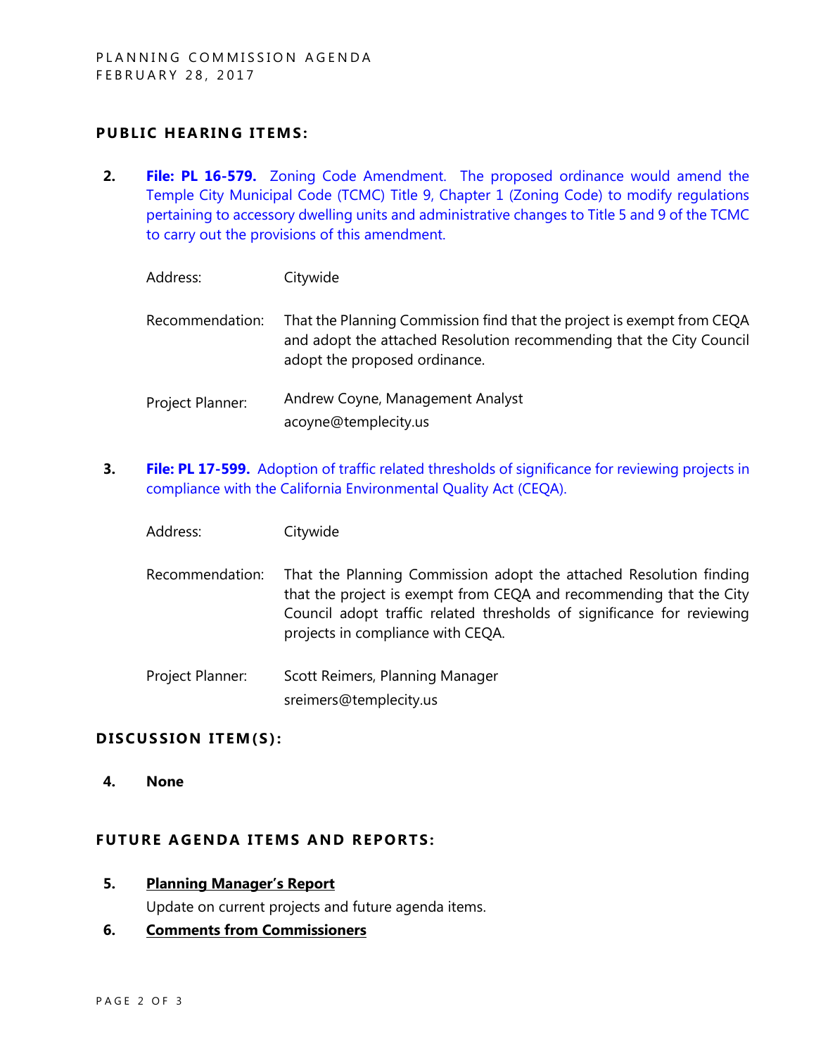## PUBLIC HEARING ITEMS:

**2.** **File: PL 16-579.** Zoning Code Amendment. The proposed ordinance would amend the Temple City Municipal Code (TCMC) Title 9, Chapter 1 (Zoning Code) to modify regulations pertaining to accessory dwelling units and administrative changes to Title 5 and 9 of the TCMC to carry out the provisions of this amendment.

Address: Citywide

Recommendation: That the Planning Commission find that the project is exempt from CEQA and adopt the attached Resolution recommending that the City Council adopt the proposed ordinance.

Project Planner: Andrew Coyne, Management Analyst
acoyne@templecity.us

**3.** **File: PL 17-599.** Adoption of traffic related thresholds of significance for reviewing projects in compliance with the California Environmental Quality Act (CEQA).

Address: Citywide

Recommendation: That the Planning Commission adopt the attached Resolution finding that the project is exempt from CEQA and recommending that the City Council adopt traffic related thresholds of significance for reviewing projects in compliance with CEQA.

Project Planner: Scott Reimers, Planning Manager
sreimers@templecity.us

## DISCUSSION ITEM(S):

**4.** **None**

## FUTURE AGENDA ITEMS AND REPORTS:

**5.** **Planning Manager's Report**

Update on current projects and future agenda items.

**6.** **Comments from Commissioners**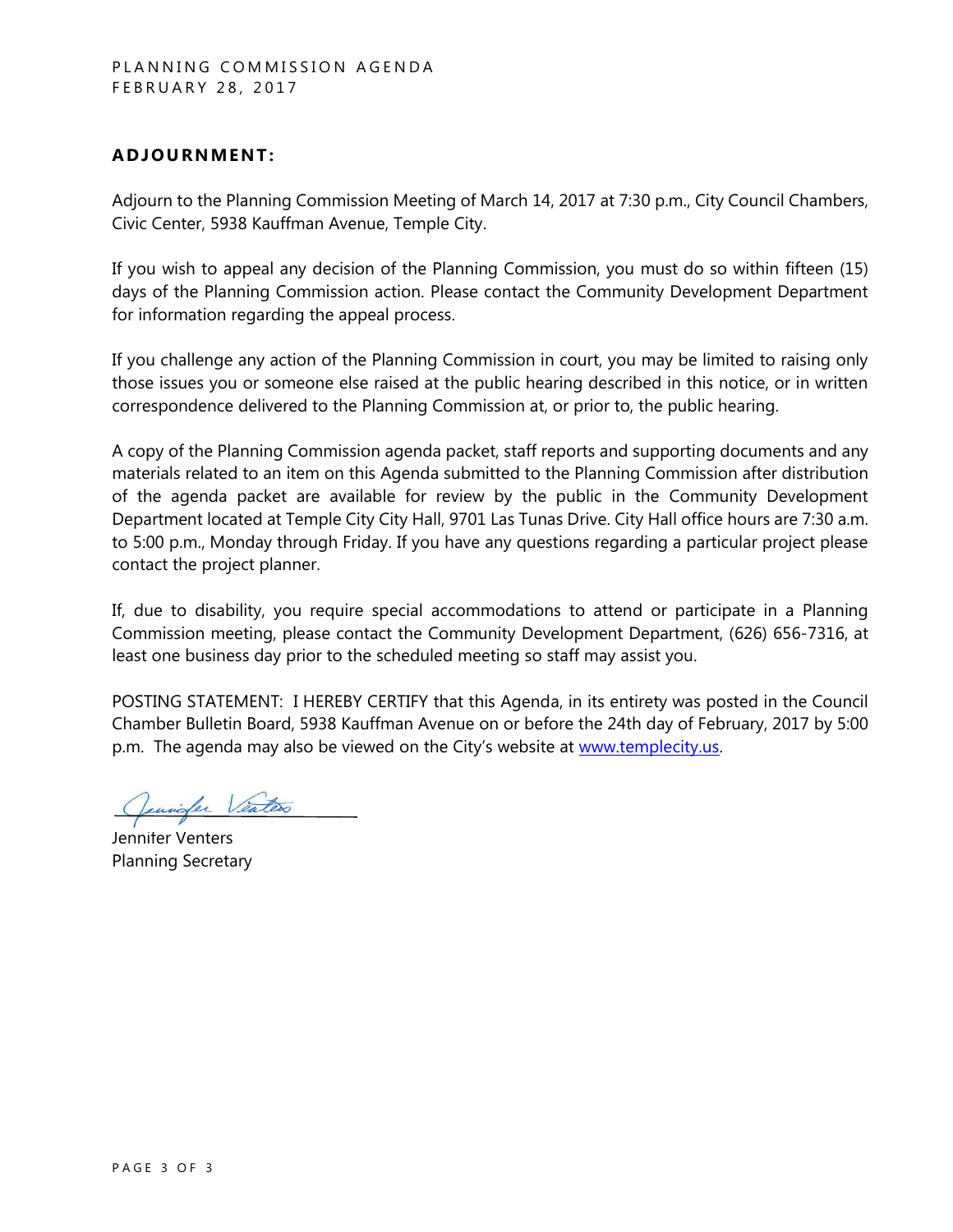## ADJOURNMENT:

Adjourn to the Planning Commission Meeting of March 14, 2017 at 7:30 p.m., City Council Chambers, Civic Center, 5938 Kauffman Avenue, Temple City.

If you wish to appeal any decision of the Planning Commission, you must do so within fifteen (15) days of the Planning Commission action. Please contact the Community Development Department for information regarding the appeal process.

If you challenge any action of the Planning Commission in court, you may be limited to raising only those issues you or someone else raised at the public hearing described in this notice, or in written correspondence delivered to the Planning Commission at, or prior to, the public hearing.

A copy of the Planning Commission agenda packet, staff reports and supporting documents and any materials related to an item on this Agenda submitted to the Planning Commission after distribution of the agenda packet are available for review by the public in the Community Development Department located at Temple City City Hall, 9701 Las Tunas Drive. City Hall office hours are 7:30 a.m. to 5:00 p.m., Monday through Friday. If you have any questions regarding a particular project please contact the project planner.

If, due to disability, you require special accommodations to attend or participate in a Planning Commission meeting, please contact the Community Development Department, (626) 656-7316, at least one business day prior to the scheduled meeting so staff may assist you.

POSTING STATEMENT: I HEREBY CERTIFY that this Agenda, in its entirety was posted in the Council Chamber Bulletin Board, 5938 Kauffman Avenue on or before the 24th day of February, 2017 by 5:00 p.m. The agenda may also be viewed on the City's website at www.templecity.us.

Jennifer Venters
Planning Secretary